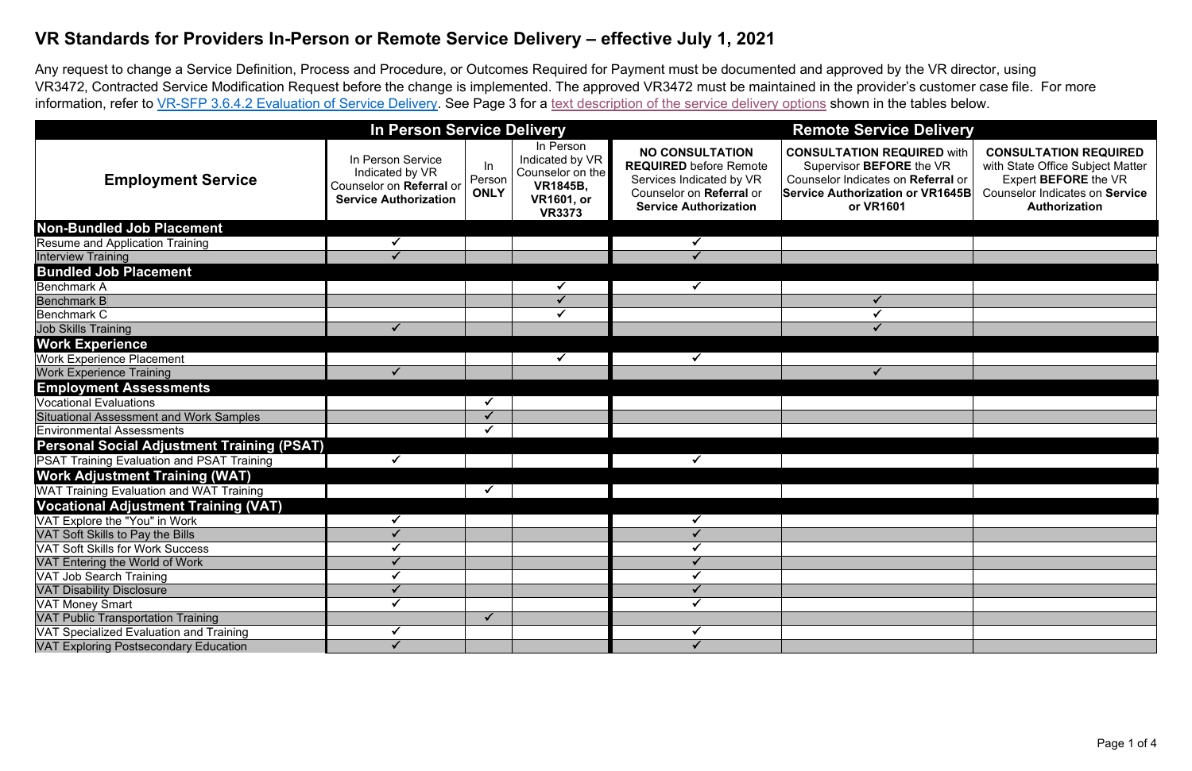# VR Standards for Providers In-Person or Remote Service Delivery – effective July 1, 2021

Any request to change a Service Definition, Process and Procedure, or Outcomes Required for Payment must be documented and approved by the VR director, using VR3472, Contracted Service Modification Request before the change is implemented. The approved VR3472 must be maintained in the provider's customer case file. For more information, refer to VR-SFP 3.6.4.2 Evaluation of Service Delivery. See Page 3 for a text description of the service delivery options shown in the tables below.

| Employment Service | In Person Service Delivery | | | Remote Service Delivery | | |
|---|---|---|---|---|---|---|
| | In Person Service Indicated by VR Counselor on **Referral** or **Service Authorization** | In Person **ONLY** | In Person Indicated by VR Counselor on the **VR1845B, VR1601, or VR3373** | **NO CONSULTATION REQUIRED** before Remote Services Indicated by VR Counselor on **Referral** or **Service Authorization** | **CONSULTATION REQUIRED** with Supervisor **BEFORE** the VR Counselor Indicates on **Referral** or **Service Authorization or VR1645B or VR1601** | **CONSULTATION REQUIRED** with State Office Subject Matter Expert **BEFORE** the VR Counselor Indicates on **Service Authorization** |
| **Non-Bundled Job Placement** | | | | | | |
| Resume and Application Training | ✓ | | | ✓ | | |
| Interview Training | ✓ | | | ✓ | | |
| **Bundled Job Placement** | | | | | | |
| Benchmark A | | | ✓ | ✓ | | |
| Benchmark B | | | ✓ | | ✓ | |
| Benchmark C | | | ✓ | | ✓ | |
| Job Skills Training | ✓ | | | | ✓ | |
| **Work Experience** | | | | | | |
| Work Experience Placement | | | ✓ | ✓ | | |
| Work Experience Training | ✓ | | | | ✓ | |
| **Employment Assessments** | | | | | | |
| Vocational Evaluations | | ✓ | | | | |
| Situational Assessment and Work Samples | | ✓ | | | | |
| Environmental Assessments | | ✓ | | | | |
| **Personal Social Adjustment Training (PSAT)** | | | | | | |
| PSAT Training Evaluation and PSAT Training | ✓ | | | ✓ | | |
| **Work Adjustment Training (WAT)** | | | | | | |
| WAT Training Evaluation and WAT Training | | ✓ | | | | |
| **Vocational Adjustment Training (VAT)** | | | | | | |
| VAT Explore the "You" in Work | ✓ | | | ✓ | | |
| VAT Soft Skills to Pay the Bills | ✓ | | | ✓ | | |
| VAT Soft Skills for Work Success | ✓ | | | ✓ | | |
| VAT Entering the World of Work | ✓ | | | ✓ | | |
| VAT Job Search Training | ✓ | | | ✓ | | |
| VAT Disability Disclosure | ✓ | | | ✓ | | |
| VAT Money Smart | ✓ | | | ✓ | | |
| VAT Public Transportation Training | | ✓ | | | | |
| VAT Specialized Evaluation and Training | ✓ | | | ✓ | | |
| VAT Exploring Postsecondary Education | ✓ | | | ✓ | | |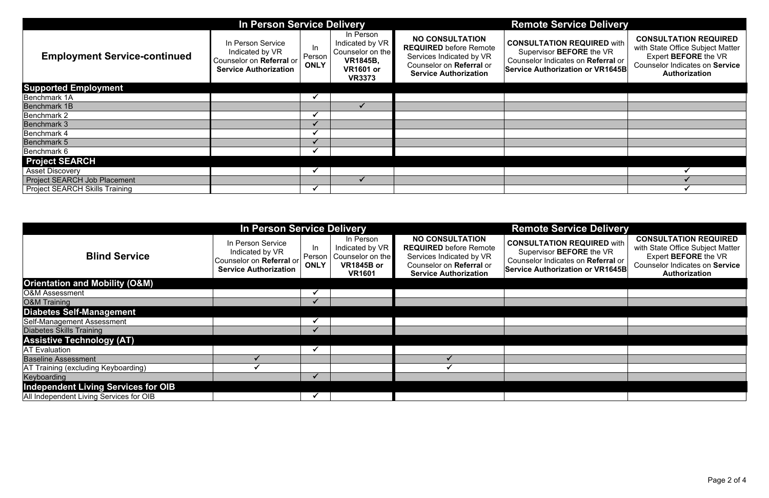| Employment Service-continued | In Person Service Delivery | | | Remote Service Delivery | | |
|---|---|---|---|---|---|---|
| | In Person Service Indicated by VR Counselor on **Referral** or **Service Authorization** | In Person **ONLY** | In Person Indicated by VR Counselor on the **VR1845B, VR1601 or VR3373** | **NO CONSULTATION REQUIRED** before Remote Services Indicated by VR Counselor on **Referral** or **Service Authorization** | **CONSULTATION REQUIRED** with Supervisor **BEFORE** the VR Counselor Indicates on **Referral** or **Service Authorization or VR1645B** | **CONSULTATION REQUIRED** with State Office Subject Matter Expert **BEFORE** the VR Counselor Indicates on **Service Authorization** |
| **Supported Employment** | | | | | | |
| Benchmark 1A | | ✓ | | | | |
| Benchmark 1B | | | ✓ | | | |
| Benchmark 2 | | ✓ | | | | |
| Benchmark 3 | | ✓ | | | | |
| Benchmark 4 | | ✓ | | | | |
| Benchmark 5 | | ✓ | | | | |
| Benchmark 6 | | ✓ | | | | |
| **Project SEARCH** | | | | | | |
| Asset Discovery | | ✓ | | | | ✓ |
| Project SEARCH Job Placement | | | ✓ | | | ✓ |
| Project SEARCH Skills Training | | ✓ | | | | ✓ |

| Blind Service | In Person Service Delivery | | | Remote Service Delivery | | |
|---|---|---|---|---|---|---|
| | In Person Service Indicated by VR Counselor on **Referral** or **Service Authorization** | In Person **ONLY** | In Person Indicated by VR Counselor on the **VR1845B or VR1601** | **NO CONSULTATION REQUIRED** before Remote Services Indicated by VR Counselor on **Referral** or **Service Authorization** | **CONSULTATION REQUIRED** with Supervisor **BEFORE** the VR Counselor Indicates on **Referral** or **Service Authorization or VR1645B** | **CONSULTATION REQUIRED** with State Office Subject Matter Expert **BEFORE** the VR Counselor Indicates on **Service Authorization** |
| **Orientation and Mobility (O&M)** | | | | | | |
| O&M Assessment | | ✓ | | | | |
| O&M Training | | ✓ | | | | |
| **Diabetes Self-Management** | | | | | | |
| Self-Management Assessment | | ✓ | | | | |
| Diabetes Skills Training | | ✓ | | | | |
| **Assistive Technology (AT)** | | | | | | |
| AT Evaluation | | ✓ | | | | |
| Baseline Assessment | ✓ | | | ✓ | | |
| AT Training (excluding Keyboarding) | ✓ | | | ✓ | | |
| Keyboarding | | ✓ | | | | |
| **Independent Living Services for OIB** | | | | | | |
| All Independent Living Services for OIB | | ✓ | | | | |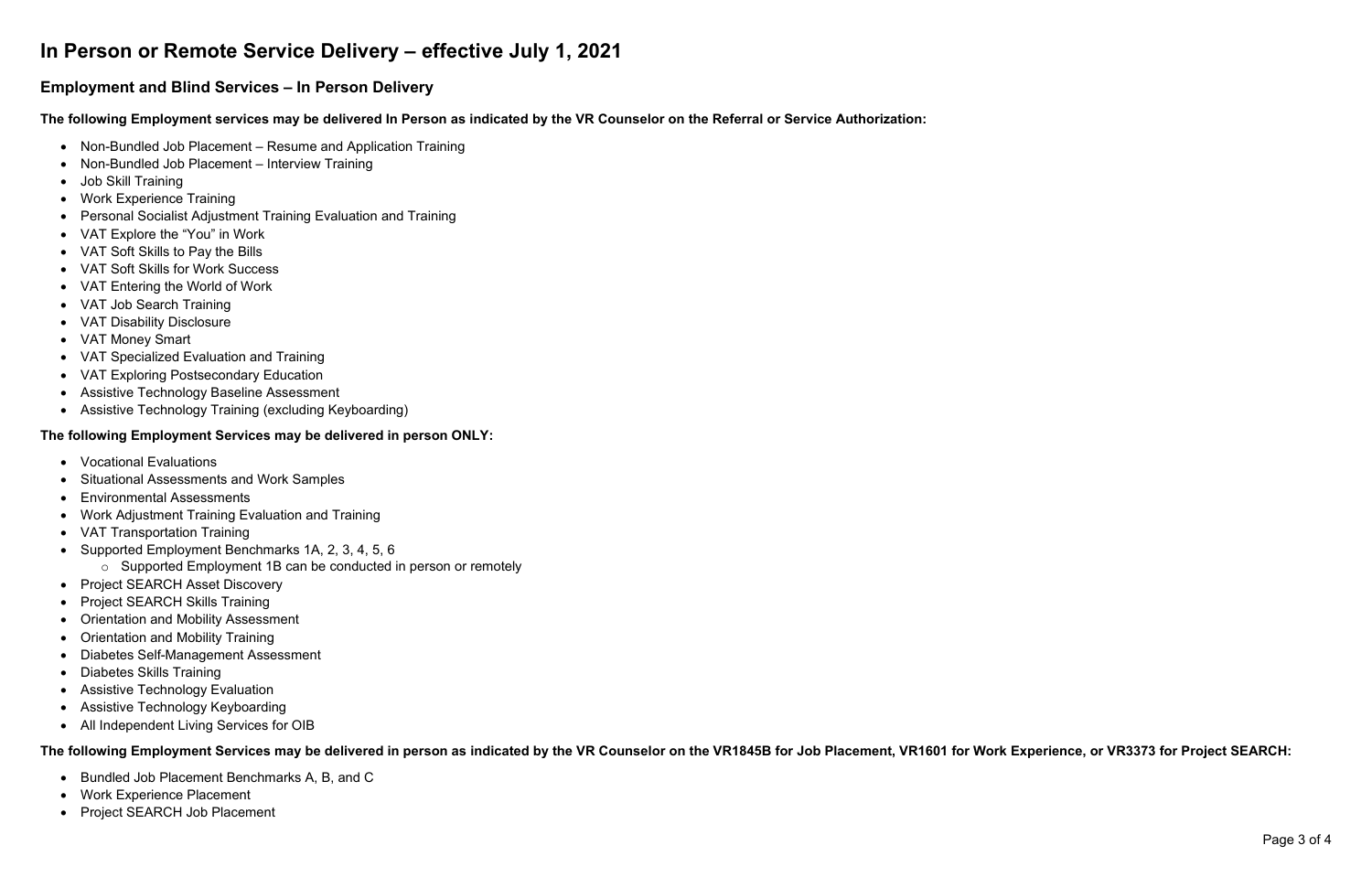# In Person or Remote Service Delivery – effective July 1, 2021

## Employment and Blind Services – In Person Delivery

**The following Employment services may be delivered In Person as indicated by the VR Counselor on the Referral or Service Authorization:**

- Non-Bundled Job Placement – Resume and Application Training
- Non-Bundled Job Placement – Interview Training
- Job Skill Training
- Work Experience Training
- Personal Socialist Adjustment Training Evaluation and Training
- VAT Explore the "You" in Work
- VAT Soft Skills to Pay the Bills
- VAT Soft Skills for Work Success
- VAT Entering the World of Work
- VAT Job Search Training
- VAT Disability Disclosure
- VAT Money Smart
- VAT Specialized Evaluation and Training
- VAT Exploring Postsecondary Education
- Assistive Technology Baseline Assessment
- Assistive Technology Training (excluding Keyboarding)

**The following Employment Services may be delivered in person ONLY:**

- Vocational Evaluations
- Situational Assessments and Work Samples
- Environmental Assessments
- Work Adjustment Training Evaluation and Training
- VAT Transportation Training
- Supported Employment Benchmarks 1A, 2, 3, 4, 5, 6
  - Supported Employment 1B can be conducted in person or remotely
- Project SEARCH Asset Discovery
- Project SEARCH Skills Training
- Orientation and Mobility Assessment
- Orientation and Mobility Training
- Diabetes Self-Management Assessment
- Diabetes Skills Training
- Assistive Technology Evaluation
- Assistive Technology Keyboarding
- All Independent Living Services for OIB

**The following Employment Services may be delivered in person as indicated by the VR Counselor on the VR1845B for Job Placement, VR1601 for Work Experience, or VR3373 for Project SEARCH:**

- Bundled Job Placement Benchmarks A, B, and C
- Work Experience Placement
- Project SEARCH Job Placement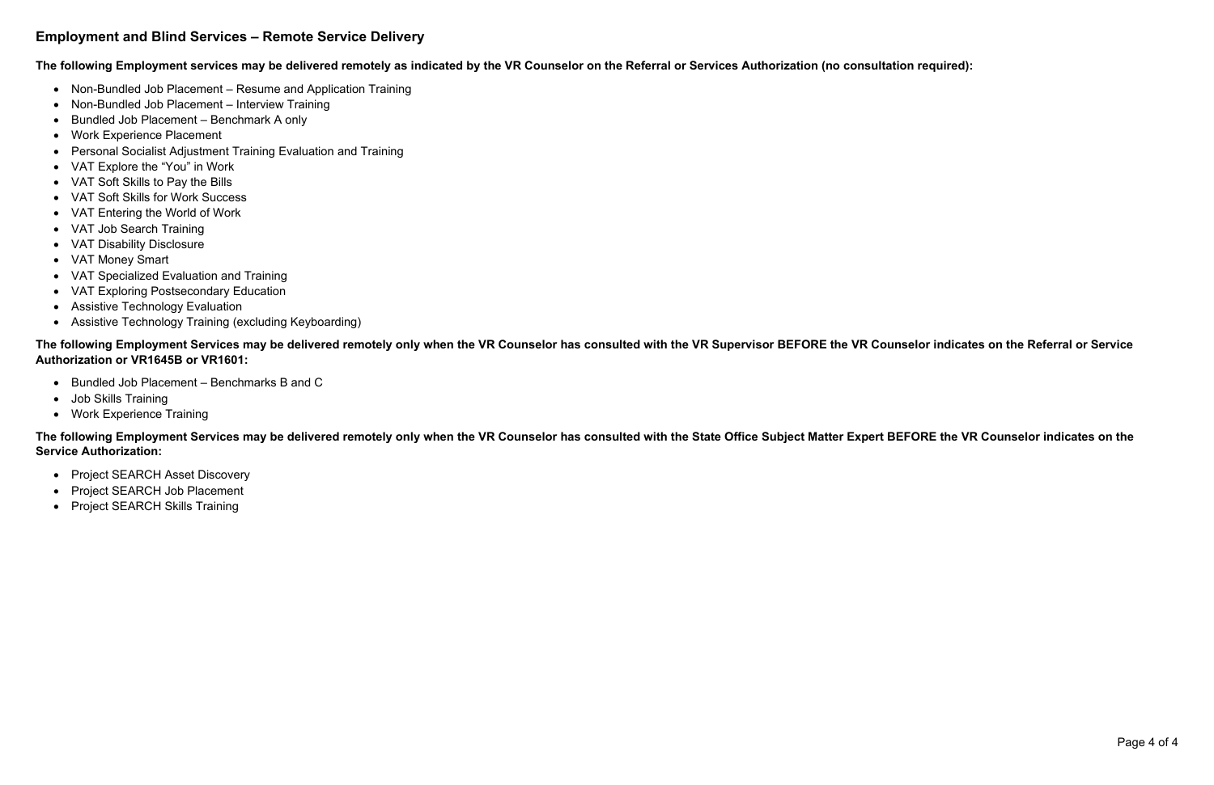## Employment and Blind Services – Remote Service Delivery

**The following Employment services may be delivered remotely as indicated by the VR Counselor on the Referral or Services Authorization (no consultation required):**

- Non-Bundled Job Placement – Resume and Application Training
- Non-Bundled Job Placement – Interview Training
- Bundled Job Placement – Benchmark A only
- Work Experience Placement
- Personal Socialist Adjustment Training Evaluation and Training
- VAT Explore the "You" in Work
- VAT Soft Skills to Pay the Bills
- VAT Soft Skills for Work Success
- VAT Entering the World of Work
- VAT Job Search Training
- VAT Disability Disclosure
- VAT Money Smart
- VAT Specialized Evaluation and Training
- VAT Exploring Postsecondary Education
- Assistive Technology Evaluation
- Assistive Technology Training (excluding Keyboarding)

**The following Employment Services may be delivered remotely only when the VR Counselor has consulted with the VR Supervisor BEFORE the VR Counselor indicates on the Referral or Service Authorization or VR1645B or VR1601:**

- Bundled Job Placement – Benchmarks B and C
- Job Skills Training
- Work Experience Training

**The following Employment Services may be delivered remotely only when the VR Counselor has consulted with the State Office Subject Matter Expert BEFORE the VR Counselor indicates on the Service Authorization:**

- Project SEARCH Asset Discovery
- Project SEARCH Job Placement
- Project SEARCH Skills Training